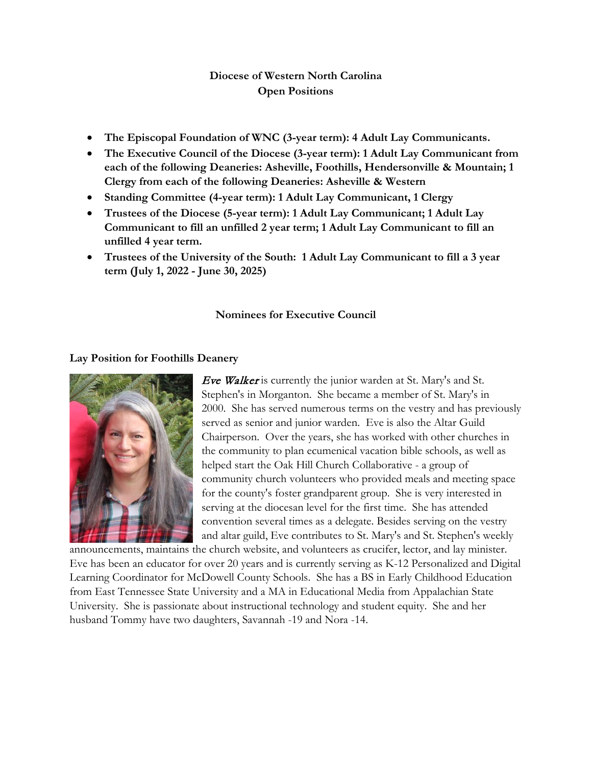**Diocese of Western North Carolina**
**Open Positions**

- **The Episcopal Foundation of WNC (3-year term): 4 Adult Lay Communicants.**
- **The Executive Council of the Diocese (3-year term): 1 Adult Lay Communicant from each of the following Deaneries: Asheville, Foothills, Hendersonville & Mountain; 1 Clergy from each of the following Deaneries: Asheville & Western**
- **Standing Committee (4-year term): 1 Adult Lay Communicant, 1 Clergy**
- **Trustees of the Diocese (5-year term): 1 Adult Lay Communicant; 1 Adult Lay Communicant to fill an unfilled 2 year term; 1 Adult Lay Communicant to fill an unfilled 4 year term.**
- **Trustees of the University of the South: 1 Adult Lay Communicant to fill a 3 year term (July 1, 2022 - June 30, 2025)**

## Nominees for Executive Council

### Lay Position for Foothills Deanery

*Eve Walker* is currently the junior warden at St. Mary's and St. Stephen's in Morganton. She became a member of St. Mary's in 2000. She has served numerous terms on the vestry and has previously served as senior and junior warden. Eve is also the Altar Guild Chairperson. Over the years, she has worked with other churches in the community to plan ecumenical vacation bible schools, as well as helped start the Oak Hill Church Collaborative - a group of community church volunteers who provided meals and meeting space for the county's foster grandparent group. She is very interested in serving at the diocesan level for the first time. She has attended convention several times as a delegate. Besides serving on the vestry and altar guild, Eve contributes to St. Mary's and St. Stephen's weekly announcements, maintains the church website, and volunteers as crucifer, lector, and lay minister. Eve has been an educator for over 20 years and is currently serving as K-12 Personalized and Digital Learning Coordinator for McDowell County Schools. She has a BS in Early Childhood Education from East Tennessee State University and a MA in Educational Media from Appalachian State University. She is passionate about instructional technology and student equity. She and her husband Tommy have two daughters, Savannah -19 and Nora -14.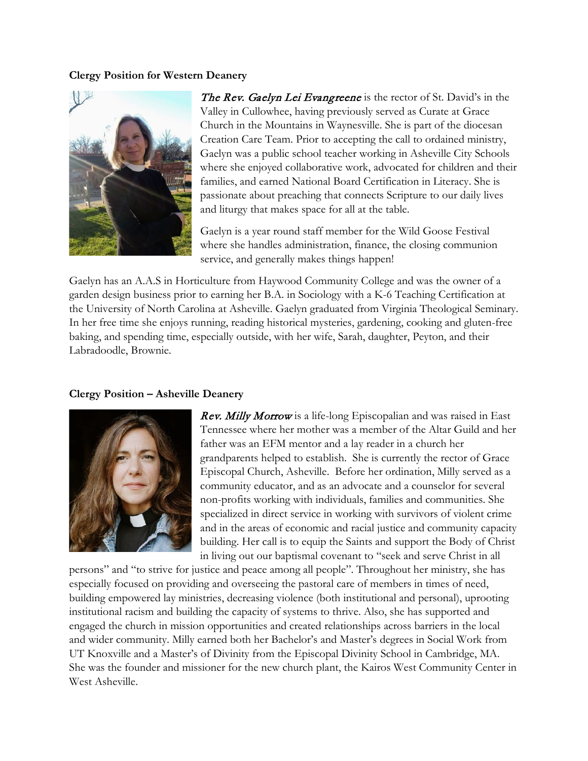**Clergy Position for Western Deanery**

*The Rev. Gaelyn Lei Evangreene* is the rector of St. David's in the Valley in Cullowhee, having previously served as Curate at Grace Church in the Mountains in Waynesville. She is part of the diocesan Creation Care Team. Prior to accepting the call to ordained ministry, Gaelyn was a public school teacher working in Asheville City Schools where she enjoyed collaborative work, advocated for children and their families, and earned National Board Certification in Literacy. She is passionate about preaching that connects Scripture to our daily lives and liturgy that makes space for all at the table.

Gaelyn is a year round staff member for the Wild Goose Festival where she handles administration, finance, the closing communion service, and generally makes things happen!

Gaelyn has an A.A.S in Horticulture from Haywood Community College and was the owner of a garden design business prior to earning her B.A. in Sociology with a K-6 Teaching Certification at the University of North Carolina at Asheville. Gaelyn graduated from Virginia Theological Seminary. In her free time she enjoys running, reading historical mysteries, gardening, cooking and gluten-free baking, and spending time, especially outside, with her wife, Sarah, daughter, Peyton, and their Labradoodle, Brownie.

**Clergy Position – Asheville Deanery**

*Rev. Milly Morrow* is a life-long Episcopalian and was raised in East Tennessee where her mother was a member of the Altar Guild and her father was an EFM mentor and a lay reader in a church her grandparents helped to establish. She is currently the rector of Grace Episcopal Church, Asheville. Before her ordination, Milly served as a community educator, and as an advocate and a counselor for several non-profits working with individuals, families and communities. She specialized in direct service in working with survivors of violent crime and in the areas of economic and racial justice and community capacity building. Her call is to equip the Saints and support the Body of Christ in living out our baptismal covenant to "seek and serve Christ in all persons" and "to strive for justice and peace among all people". Throughout her ministry, she has especially focused on providing and overseeing the pastoral care of members in times of need, building empowered lay ministries, decreasing violence (both institutional and personal), uprooting institutional racism and building the capacity of systems to thrive. Also, she has supported and engaged the church in mission opportunities and created relationships across barriers in the local and wider community. Milly earned both her Bachelor's and Master's degrees in Social Work from UT Knoxville and a Master's of Divinity from the Episcopal Divinity School in Cambridge, MA. She was the founder and missioner for the new church plant, the Kairos West Community Center in West Asheville.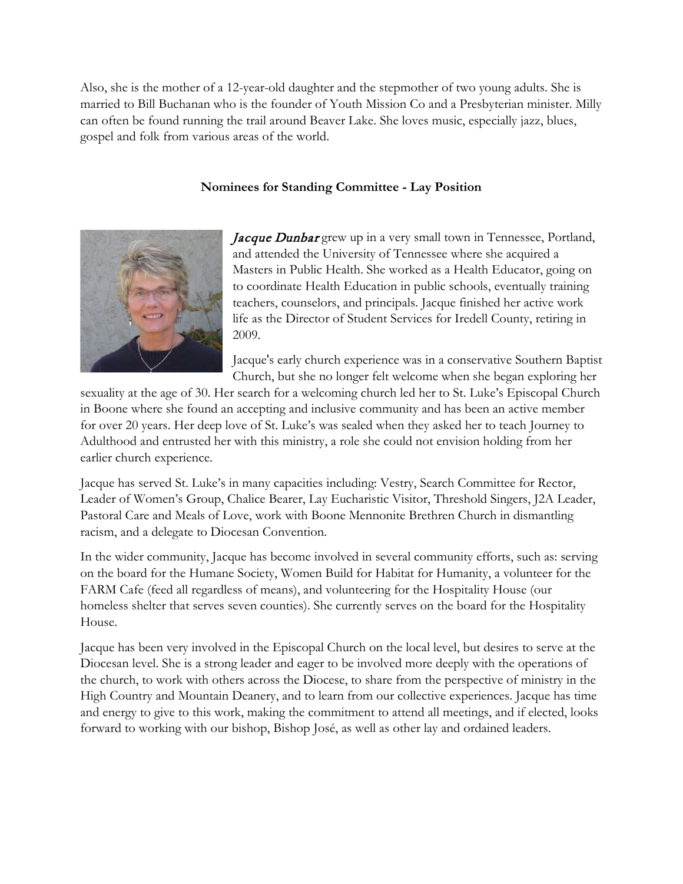Also, she is the mother of a 12-year-old daughter and the stepmother of two young adults. She is married to Bill Buchanan who is the founder of Youth Mission Co and a Presbyterian minister. Milly can often be found running the trail around Beaver Lake. She loves music, especially jazz, blues, gospel and folk from various areas of the world.

### Nominees for Standing Committee - Lay Position

*Jacque Dunbar* grew up in a very small town in Tennessee, Portland, and attended the University of Tennessee where she acquired a Masters in Public Health. She worked as a Health Educator, going on to coordinate Health Education in public schools, eventually training teachers, counselors, and principals. Jacque finished her active work life as the Director of Student Services for Iredell County, retiring in 2009.

Jacque's early church experience was in a conservative Southern Baptist Church, but she no longer felt welcome when she began exploring her sexuality at the age of 30. Her search for a welcoming church led her to St. Luke's Episcopal Church in Boone where she found an accepting and inclusive community and has been an active member for over 20 years. Her deep love of St. Luke's was sealed when they asked her to teach Journey to Adulthood and entrusted her with this ministry, a role she could not envision holding from her earlier church experience.

Jacque has served St. Luke's in many capacities including: Vestry, Search Committee for Rector, Leader of Women's Group, Chalice Bearer, Lay Eucharistic Visitor, Threshold Singers, J2A Leader, Pastoral Care and Meals of Love, work with Boone Mennonite Brethren Church in dismantling racism, and a delegate to Diocesan Convention.

In the wider community, Jacque has become involved in several community efforts, such as: serving on the board for the Humane Society, Women Build for Habitat for Humanity, a volunteer for the FARM Cafe (feed all regardless of means), and volunteering for the Hospitality House (our homeless shelter that serves seven counties). She currently serves on the board for the Hospitality House.

Jacque has been very involved in the Episcopal Church on the local level, but desires to serve at the Diocesan level. She is a strong leader and eager to be involved more deeply with the operations of the church, to work with others across the Diocese, to share from the perspective of ministry in the High Country and Mountain Deanery, and to learn from our collective experiences. Jacque has time and energy to give to this work, making the commitment to attend all meetings, and if elected, looks forward to working with our bishop, Bishop José, as well as other lay and ordained leaders.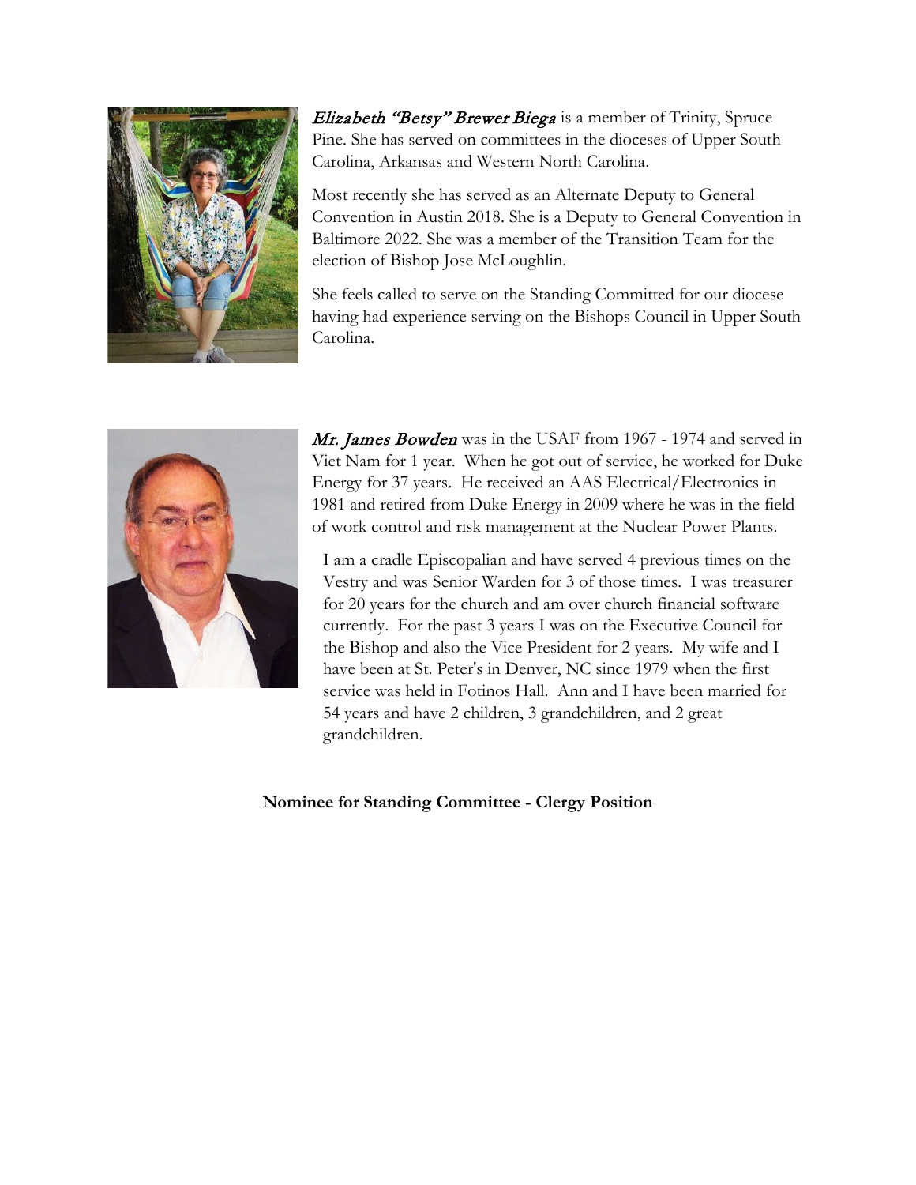*Elizabeth "Betsy" Brewer Biega* is a member of Trinity, Spruce Pine. She has served on committees in the dioceses of Upper South Carolina, Arkansas and Western North Carolina.

Most recently she has served as an Alternate Deputy to General Convention in Austin 2018. She is a Deputy to General Convention in Baltimore 2022. She was a member of the Transition Team for the election of Bishop Jose McLoughlin.

She feels called to serve on the Standing Committed for our diocese having had experience serving on the Bishops Council in Upper South Carolina.

*Mr. James Bowden* was in the USAF from 1967 - 1974 and served in Viet Nam for 1 year. When he got out of service, he worked for Duke Energy for 37 years. He received an AAS Electrical/Electronics in 1981 and retired from Duke Energy in 2009 where he was in the field of work control and risk management at the Nuclear Power Plants.

I am a cradle Episcopalian and have served 4 previous times on the Vestry and was Senior Warden for 3 of those times. I was treasurer for 20 years for the church and am over church financial software currently. For the past 3 years I was on the Executive Council for the Bishop and also the Vice President for 2 years. My wife and I have been at St. Peter's in Denver, NC since 1979 when the first service was held in Fotinos Hall. Ann and I have been married for 54 years and have 2 children, 3 grandchildren, and 2 great grandchildren.

**Nominee for Standing Committee - Clergy Position**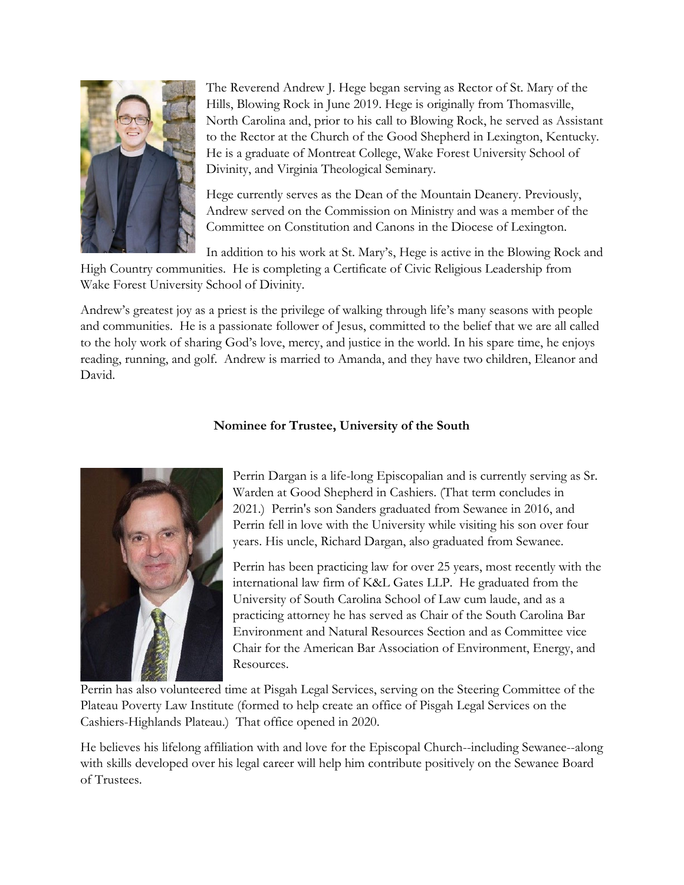The Reverend Andrew J. Hege began serving as Rector of St. Mary of the Hills, Blowing Rock in June 2019. Hege is originally from Thomasville, North Carolina and, prior to his call to Blowing Rock, he served as Assistant to the Rector at the Church of the Good Shepherd in Lexington, Kentucky. He is a graduate of Montreat College, Wake Forest University School of Divinity, and Virginia Theological Seminary.

Hege currently serves as the Dean of the Mountain Deanery. Previously, Andrew served on the Commission on Ministry and was a member of the Committee on Constitution and Canons in the Diocese of Lexington.

In addition to his work at St. Mary's, Hege is active in the Blowing Rock and High Country communities. He is completing a Certificate of Civic Religious Leadership from Wake Forest University School of Divinity.

Andrew's greatest joy as a priest is the privilege of walking through life's many seasons with people and communities. He is a passionate follower of Jesus, committed to the belief that we are all called to the holy work of sharing God's love, mercy, and justice in the world. In his spare time, he enjoys reading, running, and golf. Andrew is married to Amanda, and they have two children, Eleanor and David.

**Nominee for Trustee, University of the South**

Perrin Dargan is a life-long Episcopalian and is currently serving as Sr. Warden at Good Shepherd in Cashiers. (That term concludes in 2021.) Perrin's son Sanders graduated from Sewanee in 2016, and Perrin fell in love with the University while visiting his son over four years. His uncle, Richard Dargan, also graduated from Sewanee.

Perrin has been practicing law for over 25 years, most recently with the international law firm of K&L Gates LLP. He graduated from the University of South Carolina School of Law cum laude, and as a practicing attorney he has served as Chair of the South Carolina Bar Environment and Natural Resources Section and as Committee vice Chair for the American Bar Association of Environment, Energy, and Resources.

Perrin has also volunteered time at Pisgah Legal Services, serving on the Steering Committee of the Plateau Poverty Law Institute (formed to help create an office of Pisgah Legal Services on the Cashiers-Highlands Plateau.) That office opened in 2020.

He believes his lifelong affiliation with and love for the Episcopal Church--including Sewanee--along with skills developed over his legal career will help him contribute positively on the Sewanee Board of Trustees.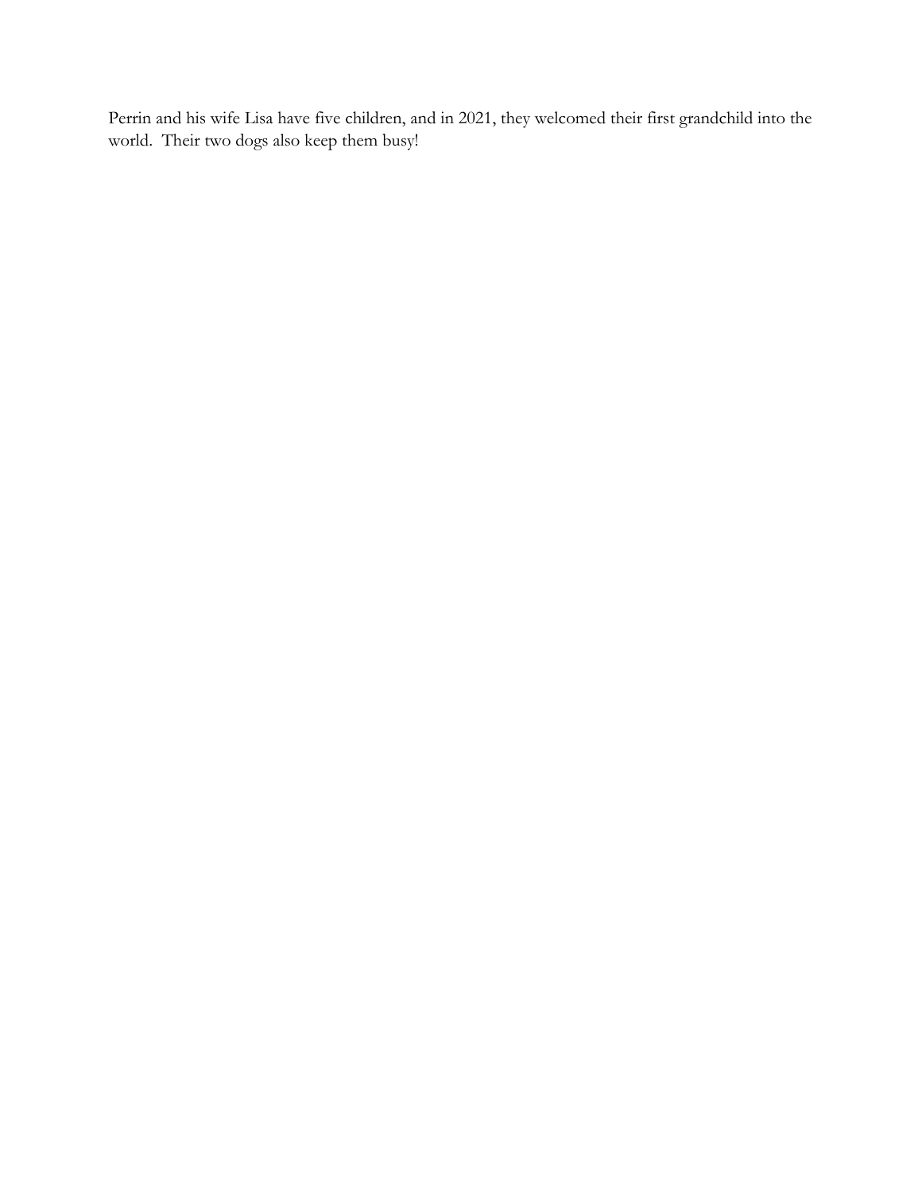Perrin and his wife Lisa have five children, and in 2021, they welcomed their first grandchild into the world. Their two dogs also keep them busy!